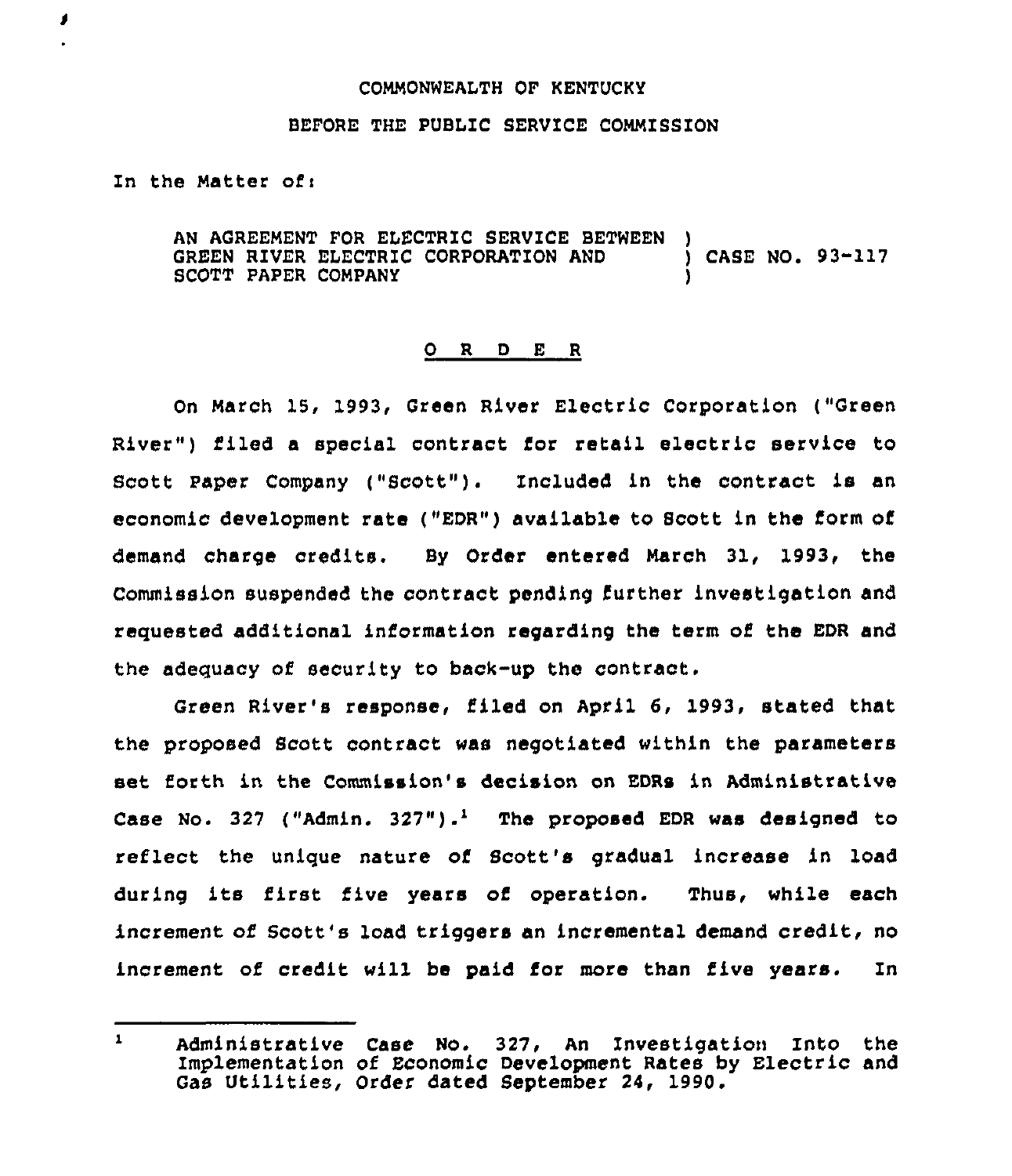COMMONWEALTH OF KENTUCKY

BEFORE THE PUBLIC SERVICE COMMISSION

In the Matter of:

AN AGREEMENT FOR ELECTRIC SERVICE BETWEEN GREEN RIVER ELECTRIC CORPORATION AND SCOTT PAPER COMPANY ) CASE NO. 93-117

## O R D E R

On March 15, 1993, Green River Electric Corporation ("Green River") filed a special contract for retail electric service to Scott Paper Company ("Scott"). Included in the contract is an economic development rate ("EDR") available to Scott in the form of demand charge credits. By Order entered March 31, 1993, the Commission suspended the contract pending further investigation and requested additional information regarding the term of the EDR and the adequacy of security to back-up the contract.

Green River's response, filed on April 6, 1993, stated that the proposed Scott contract was negotiated within the parameters set forth in the Commission's decision on EDRs in Administrative Case No. 327 ("Admin. 327").[1] The proposed EDR was designed to reflect the unique nature of Scott's gradual increase in load during its first five years of operation. Thus, while each increment of Scott's load triggers an incremental demand credit, no increment of credit will be paid for more than five years. In

[1] Administrative Case No. 327, An Investigation Into the Implementation of Economic Development Rates by Electric and Gas Utilities, Order dated September 24, 1990.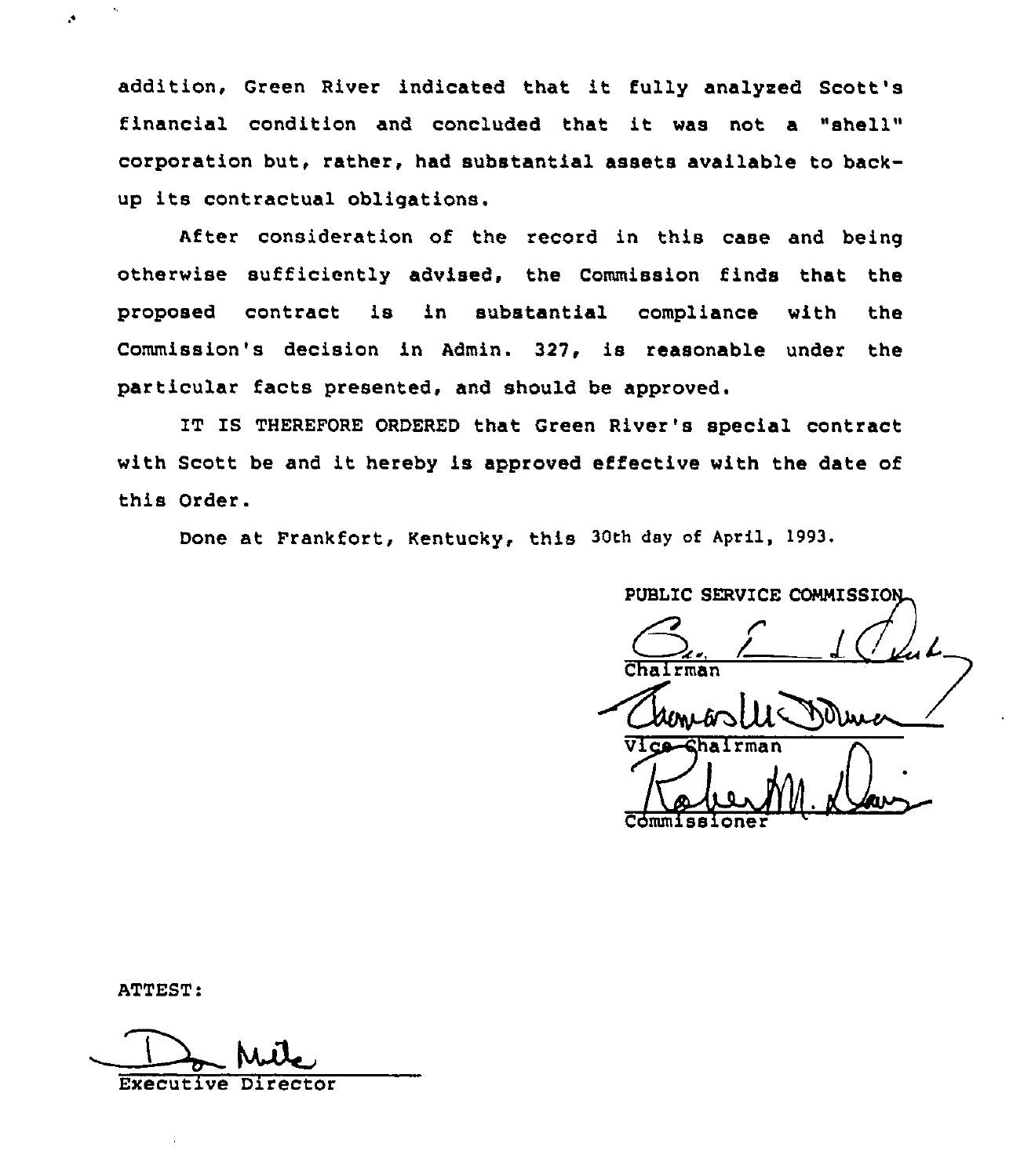addition, Green River indicated that it fully analyzed Scott's financial condition and concluded that it was not a "shell" corporation but, rather, had substantial assets available to back-up its contractual obligations.

After consideration of the record in this case and being otherwise sufficiently advised, the Commission finds that the proposed contract is in substantial compliance with the Commission's decision in Admin. 327, is reasonable under the particular facts presented, and should be approved.

IT IS THEREFORE ORDERED that Green River's special contract with Scott be and it hereby is approved effective with the date of this Order.

Done at Frankfort, Kentucky, this 30th day of April, 1993.

PUBLIC SERVICE COMMISSION

Chairman

Vice Chairman

Commissioner

ATTEST:

Executive Director